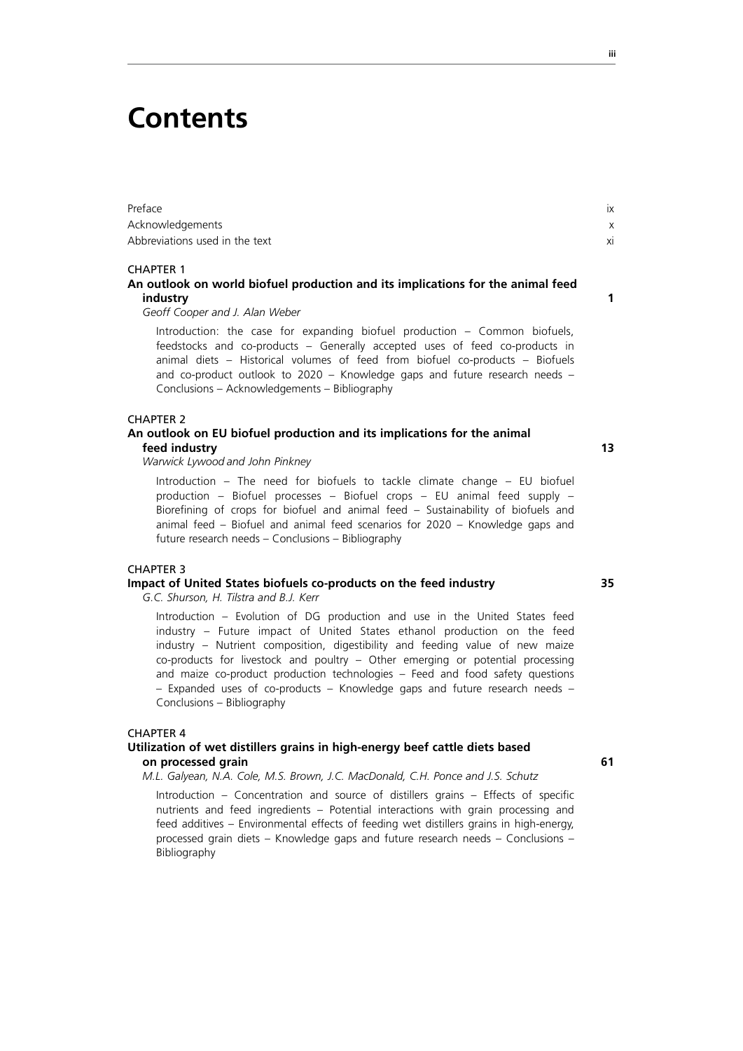# Contents

Preface ix

Acknowledgements x

Abbreviations used in the text xi

CHAPTER 1

**An outlook on world biofuel production and its implications for the animal feed industry** **1**

*Geoff Cooper and J. Alan Weber*

Introduction: the case for expanding biofuel production – Common biofuels, feedstocks and co-products – Generally accepted uses of feed co-products in animal diets – Historical volumes of feed from biofuel co-products – Biofuels and co-product outlook to 2020 – Knowledge gaps and future research needs – Conclusions – Acknowledgements – Bibliography

CHAPTER 2

**An outlook on EU biofuel production and its implications for the animal feed industry** **13**

*Warwick Lywood and John Pinkney*

Introduction – The need for biofuels to tackle climate change – EU biofuel production – Biofuel processes – Biofuel crops – EU animal feed supply – Biorefining of crops for biofuel and animal feed – Sustainability of biofuels and animal feed – Biofuel and animal feed scenarios for 2020 – Knowledge gaps and future research needs – Conclusions – Bibliography

CHAPTER 3

**Impact of United States biofuels co-products on the feed industry** **35**

*G.C. Shurson, H. Tilstra and B.J. Kerr*

Introduction – Evolution of DG production and use in the United States feed industry – Future impact of United States ethanol production on the feed industry – Nutrient composition, digestibility and feeding value of new maize co-products for livestock and poultry – Other emerging or potential processing and maize co-product production technologies – Feed and food safety questions – Expanded uses of co-products – Knowledge gaps and future research needs – Conclusions – Bibliography

CHAPTER 4

**Utilization of wet distillers grains in high-energy beef cattle diets based on processed grain** **61**

*M.L. Galyean, N.A. Cole, M.S. Brown, J.C. MacDonald, C.H. Ponce and J.S. Schutz*

Introduction – Concentration and source of distillers grains – Effects of specific nutrients and feed ingredients – Potential interactions with grain processing and feed additives – Environmental effects of feeding wet distillers grains in high-energy, processed grain diets – Knowledge gaps and future research needs – Conclusions – Bibliography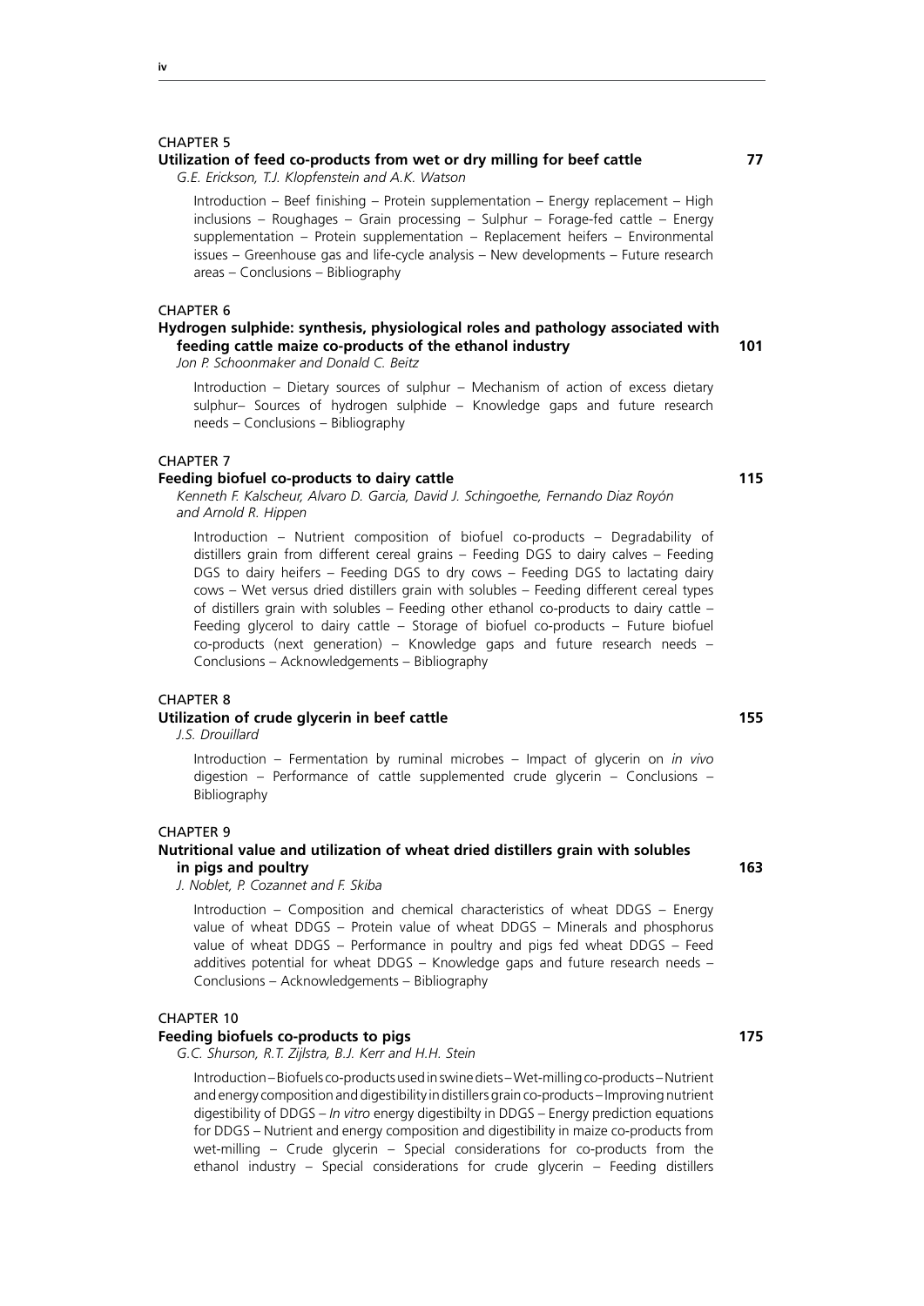CHAPTER 5

**Utilization of feed co-products from wet or dry milling for beef cattle** **77**

*G.E. Erickson, T.J. Klopfenstein and A.K. Watson*

Introduction – Beef finishing – Protein supplementation – Energy replacement – High inclusions – Roughages – Grain processing – Sulphur – Forage-fed cattle – Energy supplementation – Protein supplementation – Replacement heifers – Environmental issues – Greenhouse gas and life-cycle analysis – New developments – Future research areas – Conclusions – Bibliography

CHAPTER 6

**Hydrogen sulphide: synthesis, physiological roles and pathology associated with feeding cattle maize co-products of the ethanol industry** **101**

*Jon P. Schoonmaker and Donald C. Beitz*

Introduction – Dietary sources of sulphur – Mechanism of action of excess dietary sulphur– Sources of hydrogen sulphide – Knowledge gaps and future research needs – Conclusions – Bibliography

CHAPTER 7

**Feeding biofuel co-products to dairy cattle** **115**

*Kenneth F. Kalscheur, Alvaro D. Garcia, David J. Schingoethe, Fernando Diaz Royón and Arnold R. Hippen*

Introduction – Nutrient composition of biofuel co-products – Degradability of distillers grain from different cereal grains – Feeding DGS to dairy calves – Feeding DGS to dairy heifers – Feeding DGS to dry cows – Feeding DGS to lactating dairy cows – Wet versus dried distillers grain with solubles – Feeding different cereal types of distillers grain with solubles – Feeding other ethanol co-products to dairy cattle – Feeding glycerol to dairy cattle – Storage of biofuel co-products – Future biofuel co-products (next generation) – Knowledge gaps and future research needs – Conclusions – Acknowledgements – Bibliography

CHAPTER 8

**Utilization of crude glycerin in beef cattle** **155**

*J.S. Drouillard*

Introduction – Fermentation by ruminal microbes – Impact of glycerin on *in vivo* digestion – Performance of cattle supplemented crude glycerin – Conclusions – Bibliography

CHAPTER 9

**Nutritional value and utilization of wheat dried distillers grain with solubles in pigs and poultry** **163**

*J. Noblet, P. Cozannet and F. Skiba*

Introduction – Composition and chemical characteristics of wheat DDGS – Energy value of wheat DDGS – Protein value of wheat DDGS – Minerals and phosphorus value of wheat DDGS – Performance in poultry and pigs fed wheat DDGS – Feed additives potential for wheat DDGS – Knowledge gaps and future research needs – Conclusions – Acknowledgements – Bibliography

CHAPTER 10

**Feeding biofuels co-products to pigs** **175**

*G.C. Shurson, R.T. Zijlstra, B.J. Kerr and H.H. Stein*

Introduction – Biofuels co-products used in swine diets – Wet-milling co-products – Nutrient and energy composition and digestibility in distillers grain co-products – Improving nutrient digestibility of DDGS – *In vitro* energy digestibilty in DDGS – Energy prediction equations for DDGS – Nutrient and energy composition and digestibility in maize co-products from wet-milling – Crude glycerin – Special considerations for co-products from the ethanol industry – Special considerations for crude glycerin – Feeding distillers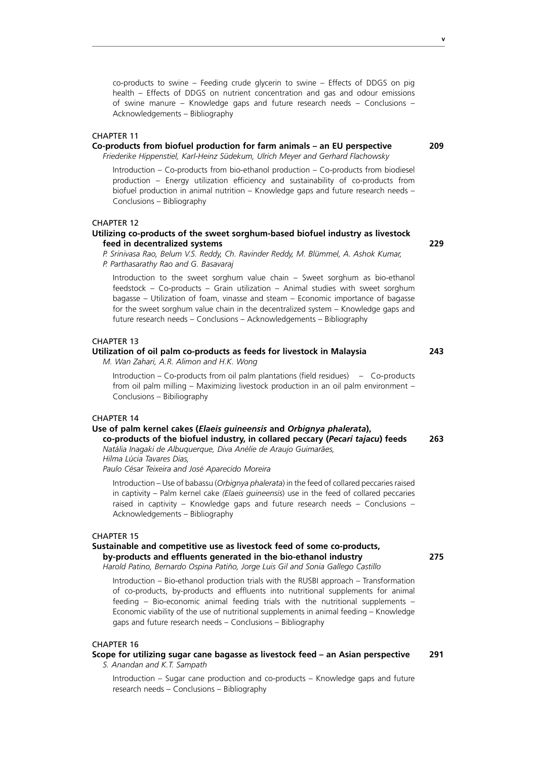co-products to swine – Feeding crude glycerin to swine – Effects of DDGS on pig health – Effects of DDGS on nutrient concentration and gas and odour emissions of swine manure – Knowledge gaps and future research needs – Conclusions – Acknowledgements – Bibliography

CHAPTER 11

**Co-products from biofuel production for farm animals – an EU perspective** **209**

*Friederike Hippenstiel, Karl-Heinz Südekum, Ulrich Meyer and Gerhard Flachowsky*

Introduction – Co-products from bio-ethanol production – Co-products from biodiesel production – Energy utilization efficiency and sustainability of co-products from biofuel production in animal nutrition – Knowledge gaps and future research needs – Conclusions – Bibliography

CHAPTER 12

**Utilizing co-products of the sweet sorghum-based biofuel industry as livestock feed in decentralized systems** **229**

*P. Srinivasa Rao, Belum V.S. Reddy, Ch. Ravinder Reddy, M. Blümmel, A. Ashok Kumar, P. Parthasarathy Rao and G. Basavaraj*

Introduction to the sweet sorghum value chain – Sweet sorghum as bio-ethanol feedstock – Co-products – Grain utilization – Animal studies with sweet sorghum bagasse – Utilization of foam, vinasse and steam – Economic importance of bagasse for the sweet sorghum value chain in the decentralized system – Knowledge gaps and future research needs – Conclusions – Acknowledgements – Bibliography

CHAPTER 13

**Utilization of oil palm co-products as feeds for livestock in Malaysia** **243**

*M. Wan Zahari, A.R. Alimon and H.K. Wong*

Introduction – Co-products from oil palm plantations (field residues) – Co-products from oil palm milling – Maximizing livestock production in an oil palm environment – Conclusions – Bibiliography

CHAPTER 14

**Use of palm kernel cakes (*Elaeis guineensis* and *Orbignya phalerata*), co-products of the biofuel industry, in collared peccary (*Pecari tajacu*) feeds** **263**

*Natália Inagaki de Albuquerque, Diva Anélie de Araujo Guimarães, Hilma Lúcia Tavares Dias, Paulo César Teixeira and José Aparecido Moreira*

Introduction – Use of babassu (*Orbignya phalerata*) in the feed of collared peccaries raised in captivity – Palm kernel cake *(Elaeis guineensis*) use in the feed of collared peccaries raised in captivity – Knowledge gaps and future research needs – Conclusions – Acknowledgements – Bibliography

CHAPTER 15

**Sustainable and competitive use as livestock feed of some co-products, by-products and effluents generated in the bio-ethanol industry** **275**

*Harold Patino, Bernardo Ospina Patiño, Jorge Luis Gil and Sonia Gallego Castillo*

Introduction – Bio-ethanol production trials with the RUSBI approach – Transformation of co-products, by-products and effluents into nutritional supplements for animal feeding – Bio-economic animal feeding trials with the nutritional supplements – Economic viability of the use of nutritional supplements in animal feeding – Knowledge gaps and future research needs – Conclusions – Bibliography

CHAPTER 16

**Scope for utilizing sugar cane bagasse as livestock feed – an Asian perspective** **291**

*S. Anandan and K.T. Sampath*

Introduction – Sugar cane production and co-products – Knowledge gaps and future research needs – Conclusions – Bibliography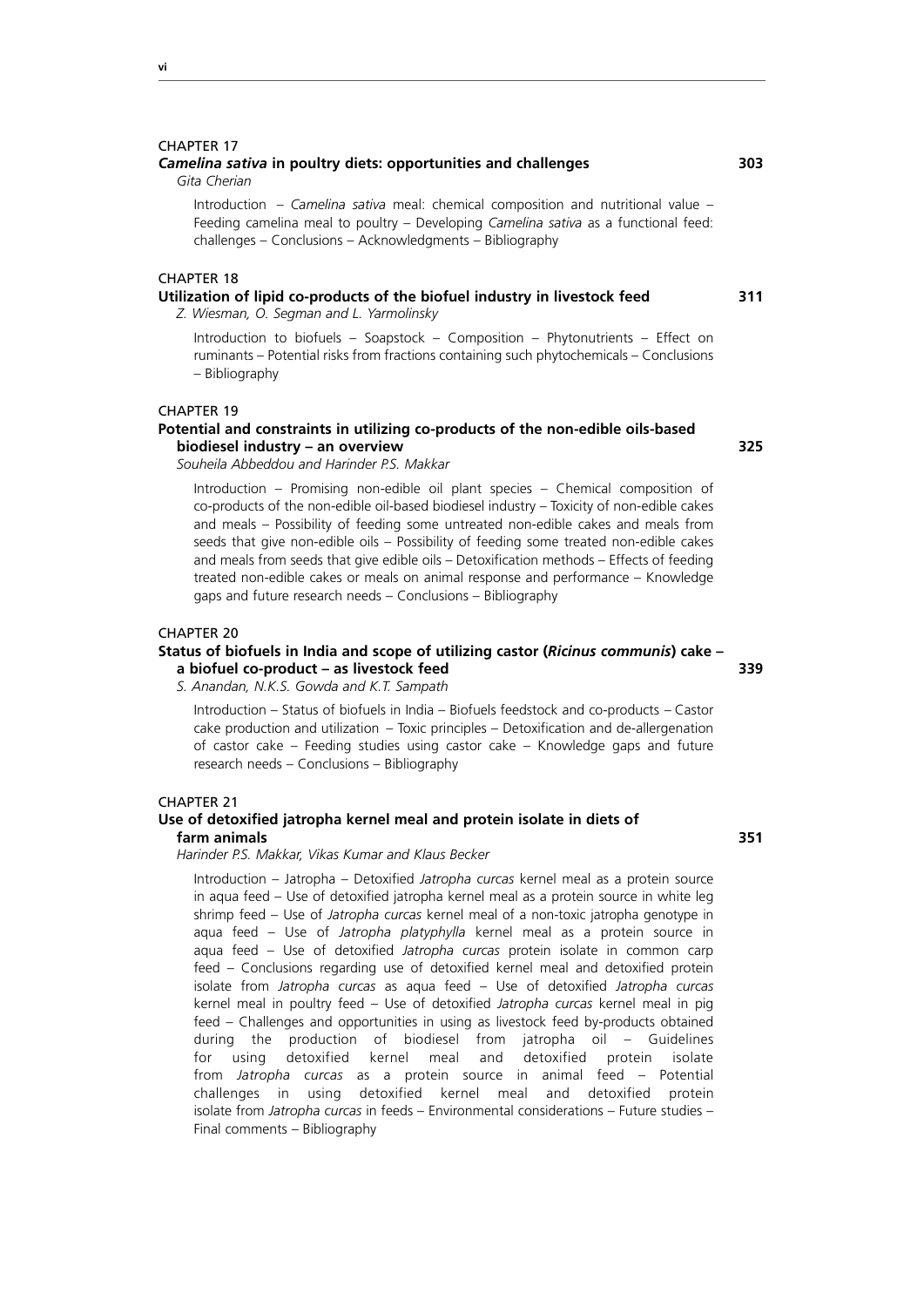CHAPTER 17

**_Camelina sativa_ in poultry diets: opportunities and challenges** **303**

*Gita Cherian*

Introduction – *Camelina sativa* meal: chemical composition and nutritional value – Feeding camelina meal to poultry – Developing *Camelina sativa* as a functional feed: challenges – Conclusions – Acknowledgments – Bibliography

CHAPTER 18

**Utilization of lipid co-products of the biofuel industry in livestock feed** **311**

*Z. Wiesman, O. Segman and L. Yarmolinsky*

Introduction to biofuels – Soapstock – Composition – Phytonutrients – Effect on ruminants – Potential risks from fractions containing such phytochemicals – Conclusions – Bibliography

CHAPTER 19

**Potential and constraints in utilizing co-products of the non-edible oils-based biodiesel industry – an overview** **325**

*Souheila Abbeddou and Harinder P.S. Makkar*

Introduction – Promising non-edible oil plant species – Chemical composition of co-products of the non-edible oil-based biodiesel industry – Toxicity of non-edible cakes and meals – Possibility of feeding some untreated non-edible cakes and meals from seeds that give non-edible oils – Possibility of feeding some treated non-edible cakes and meals from seeds that give edible oils – Detoxification methods – Effects of feeding treated non-edible cakes or meals on animal response and performance – Knowledge gaps and future research needs – Conclusions – Bibliography

CHAPTER 20

**Status of biofuels in India and scope of utilizing castor (_Ricinus communis_) cake – a biofuel co-product – as livestock feed** **339**

*S. Anandan, N.K.S. Gowda and K.T. Sampath*

Introduction – Status of biofuels in India – Biofuels feedstock and co-products – Castor cake production and utilization – Toxic principles – Detoxification and de-allergenation of castor cake – Feeding studies using castor cake – Knowledge gaps and future research needs – Conclusions – Bibliography

CHAPTER 21

**Use of detoxified jatropha kernel meal and protein isolate in diets of farm animals** **351**

*Harinder P.S. Makkar, Vikas Kumar and Klaus Becker*

Introduction – Jatropha – Detoxified *Jatropha curcas* kernel meal as a protein source in aqua feed – Use of detoxified jatropha kernel meal as a protein source in white leg shrimp feed – Use of *Jatropha curcas* kernel meal of a non-toxic jatropha genotype in aqua feed – Use of *Jatropha platyphylla* kernel meal as a protein source in aqua feed – Use of detoxified *Jatropha curcas* protein isolate in common carp feed – Conclusions regarding use of detoxified kernel meal and detoxified protein isolate from *Jatropha curcas* as aqua feed – Use of detoxified *Jatropha curcas* kernel meal in poultry feed – Use of detoxified *Jatropha curcas* kernel meal in pig feed – Challenges and opportunities in using as livestock feed by-products obtained during the production of biodiesel from jatropha oil – Guidelines for using detoxified kernel meal and detoxified protein isolate from *Jatropha curcas* as a protein source in animal feed – Potential challenges in using detoxified kernel meal and detoxified protein isolate from *Jatropha curcas* in feeds – Environmental considerations – Future studies – Final comments – Bibliography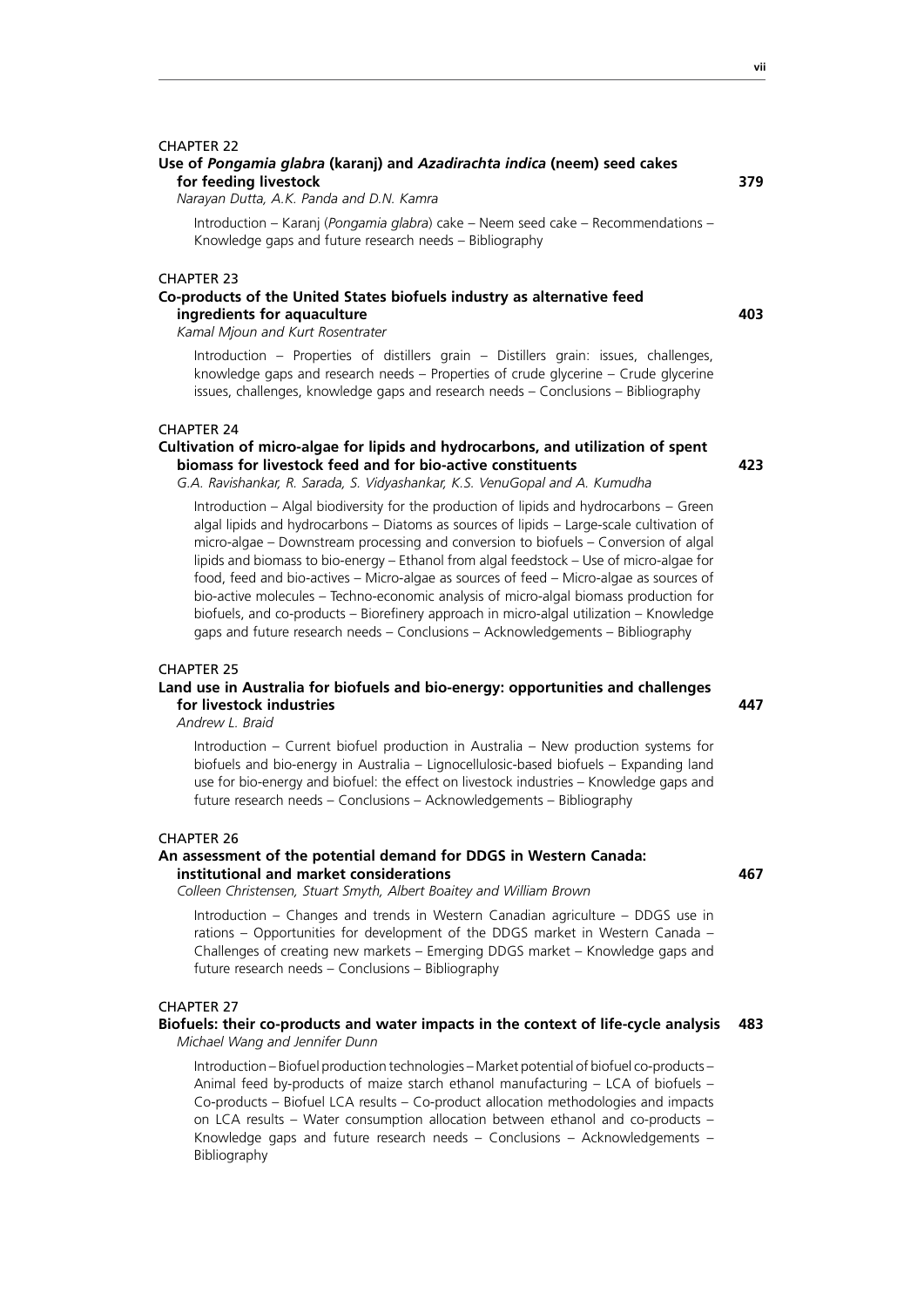CHAPTER 22

**Use of *Pongamia glabra* (karanj) and *Azadirachta indica* (neem) seed cakes for feeding livestock** **379**

*Narayan Dutta, A.K. Panda and D.N. Kamra*

Introduction – Karanj (*Pongamia glabra*) cake – Neem seed cake – Recommendations – Knowledge gaps and future research needs – Bibliography

CHAPTER 23

**Co-products of the United States biofuels industry as alternative feed ingredients for aquaculture** **403**

*Kamal Mjoun and Kurt Rosentrater*

Introduction – Properties of distillers grain – Distillers grain: issues, challenges, knowledge gaps and research needs – Properties of crude glycerine – Crude glycerine issues, challenges, knowledge gaps and research needs – Conclusions – Bibliography

CHAPTER 24

**Cultivation of micro-algae for lipids and hydrocarbons, and utilization of spent biomass for livestock feed and for bio-active constituents** **423**

*G.A. Ravishankar, R. Sarada, S. Vidyashankar, K.S. VenuGopal and A. Kumudha*

Introduction – Algal biodiversity for the production of lipids and hydrocarbons – Green algal lipids and hydrocarbons – Diatoms as sources of lipids – Large-scale cultivation of micro-algae – Downstream processing and conversion to biofuels – Conversion of algal lipids and biomass to bio-energy – Ethanol from algal feedstock – Use of micro-algae for food, feed and bio-actives – Micro-algae as sources of feed – Micro-algae as sources of bio-active molecules – Techno-economic analysis of micro-algal biomass production for biofuels, and co-products – Biorefinery approach in micro-algal utilization – Knowledge gaps and future research needs – Conclusions – Acknowledgements – Bibliography

CHAPTER 25

**Land use in Australia for biofuels and bio-energy: opportunities and challenges for livestock industries** **447**

*Andrew L. Braid*

Introduction – Current biofuel production in Australia – New production systems for biofuels and bio-energy in Australia – Lignocellulosic-based biofuels – Expanding land use for bio-energy and biofuel: the effect on livestock industries – Knowledge gaps and future research needs – Conclusions – Acknowledgements – Bibliography

CHAPTER 26

**An assessment of the potential demand for DDGS in Western Canada: institutional and market considerations** **467**

*Colleen Christensen, Stuart Smyth, Albert Boaitey and William Brown*

Introduction – Changes and trends in Western Canadian agriculture – DDGS use in rations – Opportunities for development of the DDGS market in Western Canada – Challenges of creating new markets – Emerging DDGS market – Knowledge gaps and future research needs – Conclusions – Bibliography

CHAPTER 27

**Biofuels: their co-products and water impacts in the context of life-cycle analysis** **483**

*Michael Wang and Jennifer Dunn*

Introduction – Biofuel production technologies – Market potential of biofuel co-products – Animal feed by-products of maize starch ethanol manufacturing – LCA of biofuels – Co-products – Biofuel LCA results – Co-product allocation methodologies and impacts on LCA results – Water consumption allocation between ethanol and co-products – Knowledge gaps and future research needs – Conclusions – Acknowledgements – Bibliography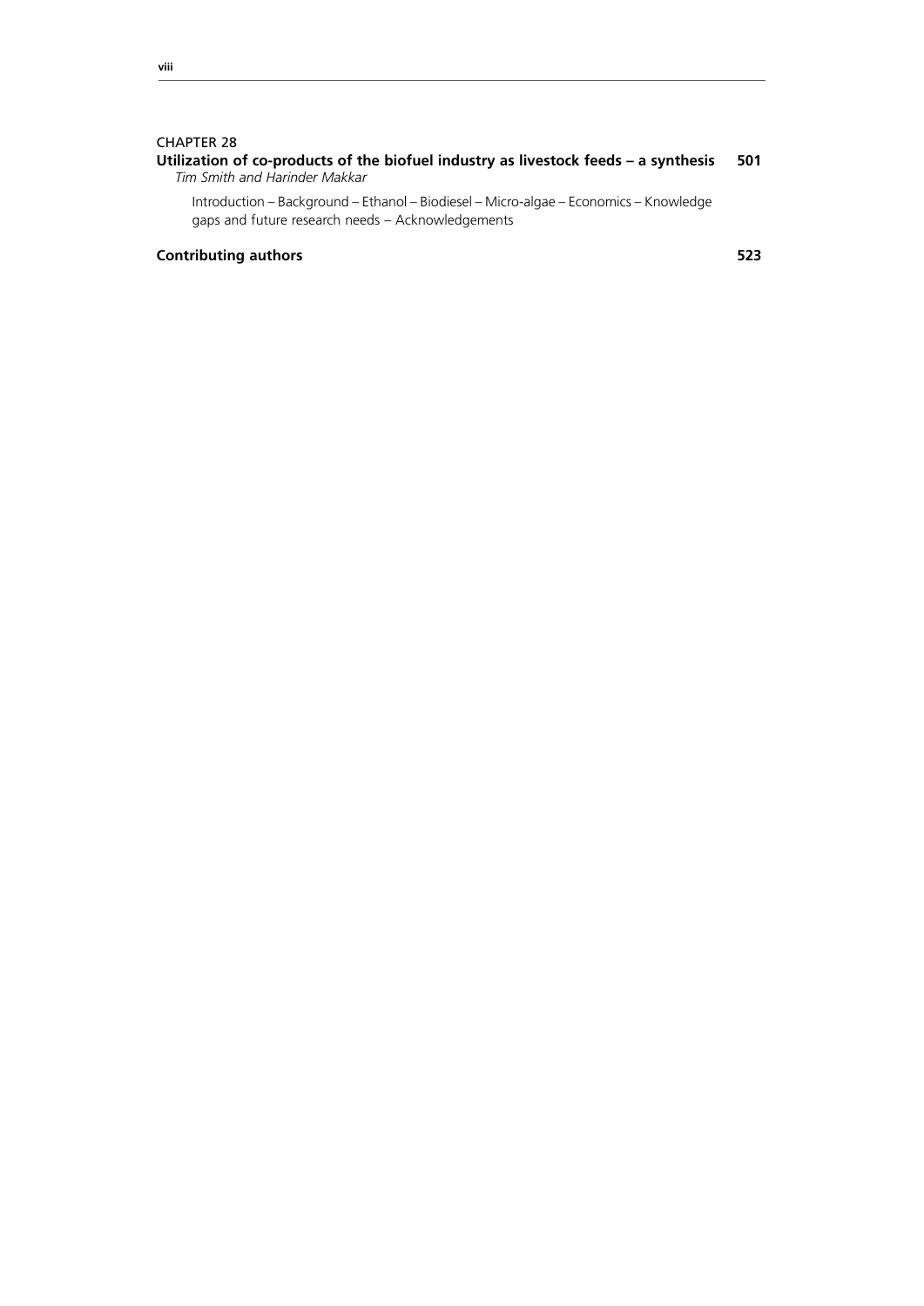CHAPTER 28

**Utilization of co-products of the biofuel industry as livestock feeds – a synthesis** **501**

*Tim Smith and Harinder Makkar*

Introduction – Background – Ethanol – Biodiesel – Micro-algae – Economics – Knowledge gaps and future research needs – Acknowledgements

**Contributing authors** **523**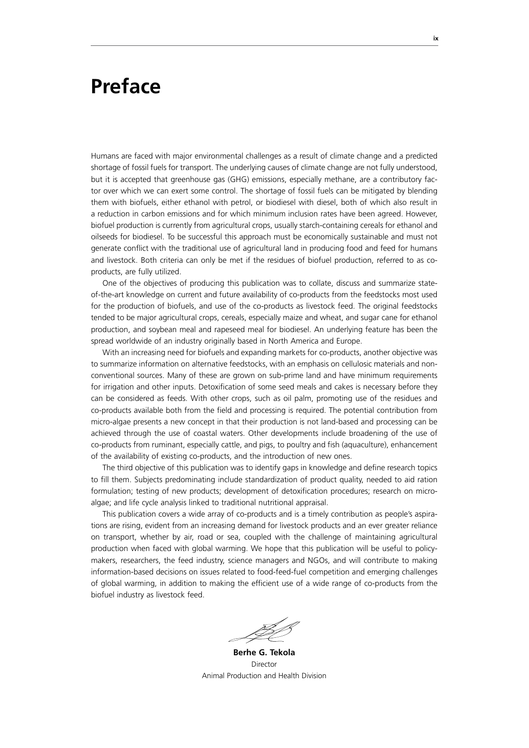# Preface

Humans are faced with major environmental challenges as a result of climate change and a predicted shortage of fossil fuels for transport. The underlying causes of climate change are not fully understood, but it is accepted that greenhouse gas (GHG) emissions, especially methane, are a contributory factor over which we can exert some control. The shortage of fossil fuels can be mitigated by blending them with biofuels, either ethanol with petrol, or biodiesel with diesel, both of which also result in a reduction in carbon emissions and for which minimum inclusion rates have been agreed. However, biofuel production is currently from agricultural crops, usually starch-containing cereals for ethanol and oilseeds for biodiesel. To be successful this approach must be economically sustainable and must not generate conflict with the traditional use of agricultural land in producing food and feed for humans and livestock. Both criteria can only be met if the residues of biofuel production, referred to as co-products, are fully utilized.

One of the objectives of producing this publication was to collate, discuss and summarize state-of-the-art knowledge on current and future availability of co-products from the feedstocks most used for the production of biofuels, and use of the co-products as livestock feed. The original feedstocks tended to be major agricultural crops, cereals, especially maize and wheat, and sugar cane for ethanol production, and soybean meal and rapeseed meal for biodiesel. An underlying feature has been the spread worldwide of an industry originally based in North America and Europe.

With an increasing need for biofuels and expanding markets for co-products, another objective was to summarize information on alternative feedstocks, with an emphasis on cellulosic materials and non-conventional sources. Many of these are grown on sub-prime land and have minimum requirements for irrigation and other inputs. Detoxification of some seed meals and cakes is necessary before they can be considered as feeds. With other crops, such as oil palm, promoting use of the residues and co-products available both from the field and processing is required. The potential contribution from micro-algae presents a new concept in that their production is not land-based and processing can be achieved through the use of coastal waters. Other developments include broadening of the use of co-products from ruminant, especially cattle, and pigs, to poultry and fish (aquaculture), enhancement of the availability of existing co-products, and the introduction of new ones.

The third objective of this publication was to identify gaps in knowledge and define research topics to fill them. Subjects predominating include standardization of product quality, needed to aid ration formulation; testing of new products; development of detoxification procedures; research on micro-algae; and life cycle analysis linked to traditional nutritional appraisal.

This publication covers a wide array of co-products and is a timely contribution as people's aspirations are rising, evident from an increasing demand for livestock products and an ever greater reliance on transport, whether by air, road or sea, coupled with the challenge of maintaining agricultural production when faced with global warming. We hope that this publication will be useful to policy-makers, researchers, the feed industry, science managers and NGOs, and will contribute to making information-based decisions on issues related to food-feed-fuel competition and emerging challenges of global warming, in addition to making the efficient use of a wide range of co-products from the biofuel industry as livestock feed.

**Berhe G. Tekola**
Director
Animal Production and Health Division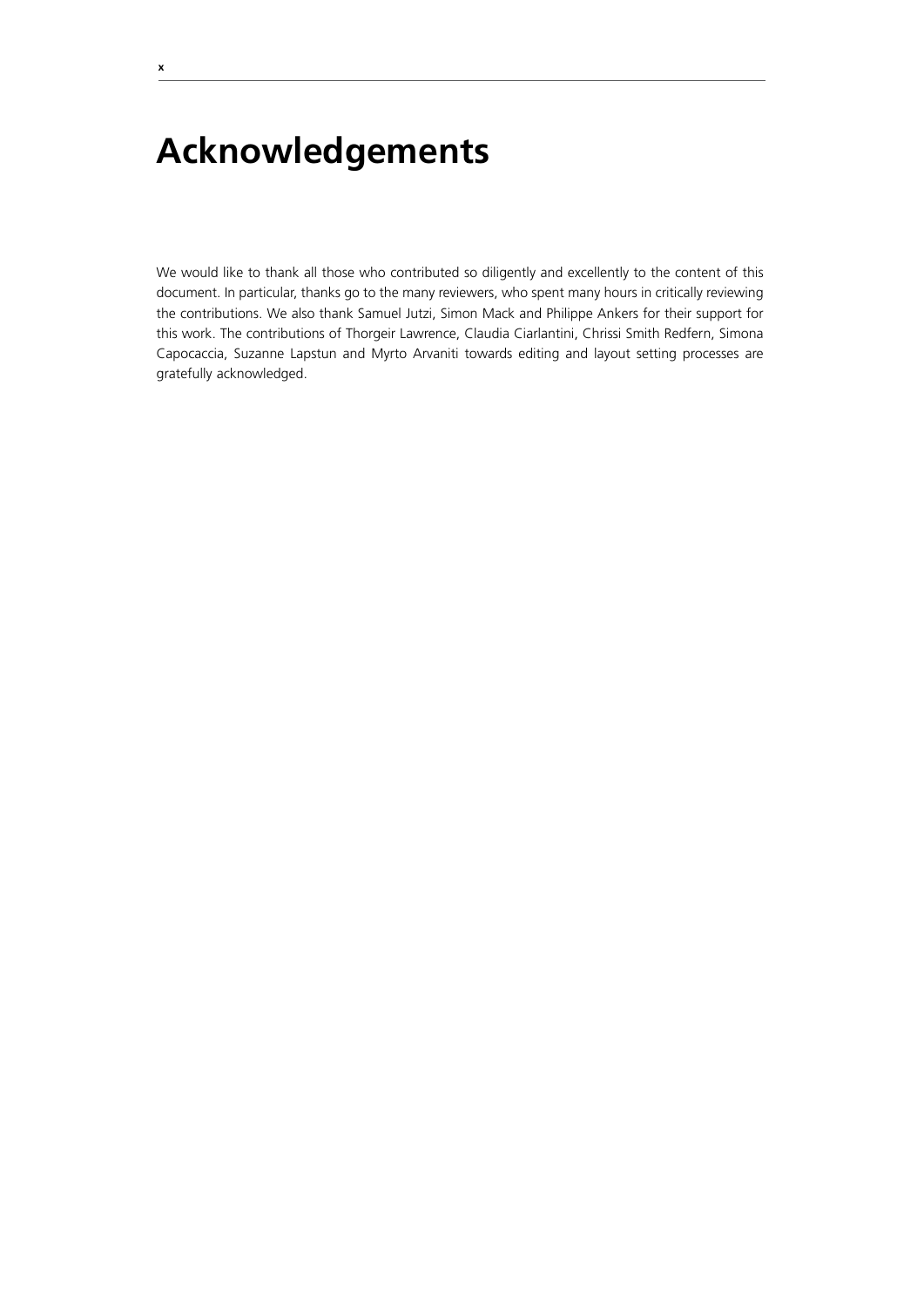# Acknowledgements

We would like to thank all those who contributed so diligently and excellently to the content of this document. In particular, thanks go to the many reviewers, who spent many hours in critically reviewing the contributions. We also thank Samuel Jutzi, Simon Mack and Philippe Ankers for their support for this work. The contributions of Thorgeir Lawrence, Claudia Ciarlantini, Chrissi Smith Redfern, Simona Capocaccia, Suzanne Lapstun and Myrto Arvaniti towards editing and layout setting processes are gratefully acknowledged.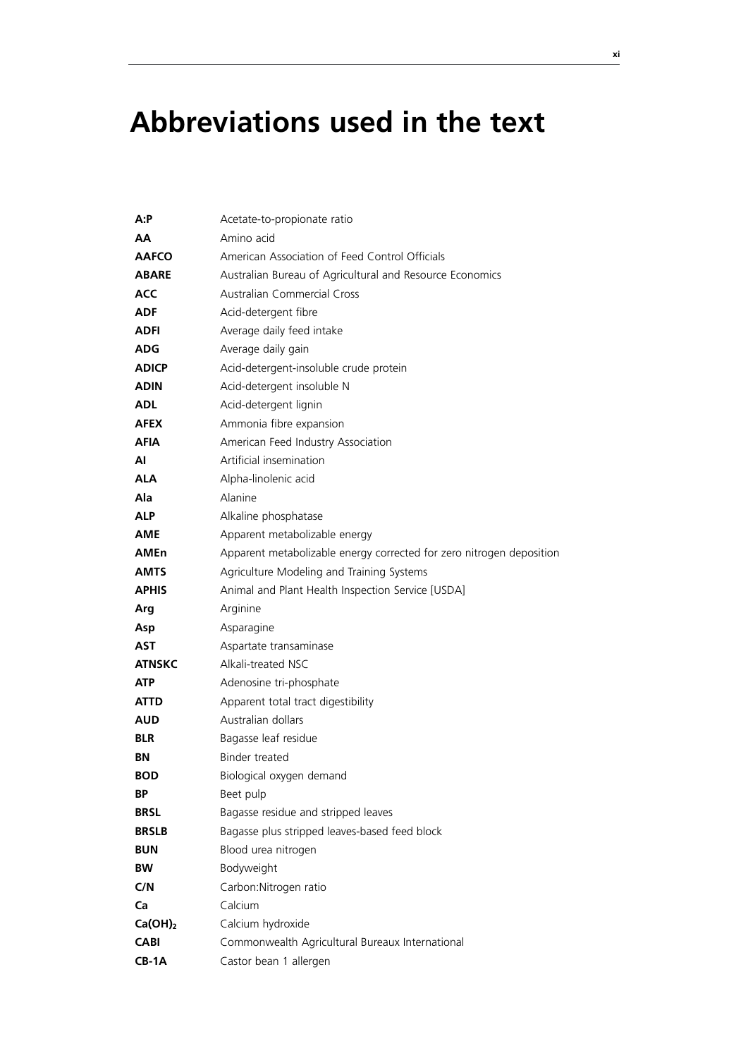# Abbreviations used in the text

| | |
|---|---|
| **A:P** | Acetate-to-propionate ratio |
| **AA** | Amino acid |
| **AAFCO** | American Association of Feed Control Officials |
| **ABARE** | Australian Bureau of Agricultural and Resource Economics |
| **ACC** | Australian Commercial Cross |
| **ADF** | Acid-detergent fibre |
| **ADFI** | Average daily feed intake |
| **ADG** | Average daily gain |
| **ADICP** | Acid-detergent-insoluble crude protein |
| **ADIN** | Acid-detergent insoluble N |
| **ADL** | Acid-detergent lignin |
| **AFEX** | Ammonia fibre expansion |
| **AFIA** | American Feed Industry Association |
| **AI** | Artificial insemination |
| **ALA** | Alpha-linolenic acid |
| **Ala** | Alanine |
| **ALP** | Alkaline phosphatase |
| **AME** | Apparent metabolizable energy |
| **AMEn** | Apparent metabolizable energy corrected for zero nitrogen deposition |
| **AMTS** | Agriculture Modeling and Training Systems |
| **APHIS** | Animal and Plant Health Inspection Service [USDA] |
| **Arg** | Arginine |
| **Asp** | Asparagine |
| **AST** | Aspartate transaminase |
| **ATNSKC** | Alkali-treated NSC |
| **ATP** | Adenosine tri-phosphate |
| **ATTD** | Apparent total tract digestibility |
| **AUD** | Australian dollars |
| **BLR** | Bagasse leaf residue |
| **BN** | Binder treated |
| **BOD** | Biological oxygen demand |
| **BP** | Beet pulp |
| **BRSL** | Bagasse residue and stripped leaves |
| **BRSLB** | Bagasse plus stripped leaves-based feed block |
| **BUN** | Blood urea nitrogen |
| **BW** | Bodyweight |
| **C/N** | Carbon:Nitrogen ratio |
| **Ca** | Calcium |
| **$Ca(OH)_2$** | Calcium hydroxide |
| **CABI** | Commonwealth Agricultural Bureaux International |
| **CB-1A** | Castor bean 1 allergen |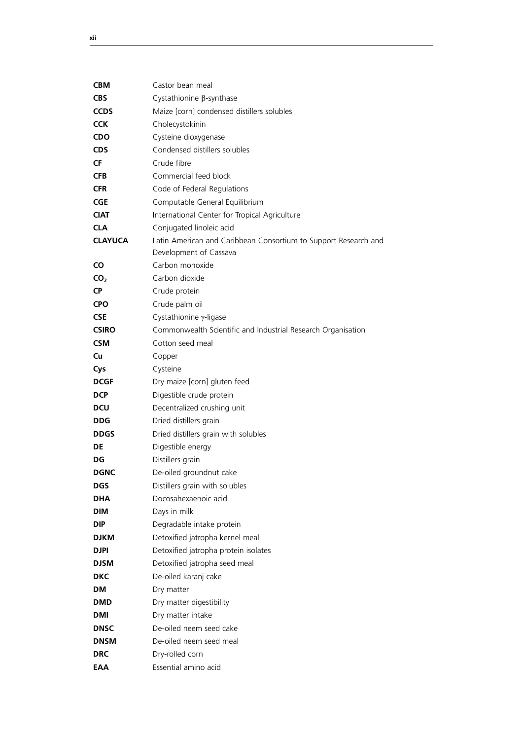| | |
|---|---|
| **CBM** | Castor bean meal |
| **CBS** | Cystathionine β-synthase |
| **CCDS** | Maize [corn] condensed distillers solubles |
| **CCK** | Cholecystokinin |
| **CDO** | Cysteine dioxygenase |
| **CDS** | Condensed distillers solubles |
| **CF** | Crude fibre |
| **CFB** | Commercial feed block |
| **CFR** | Code of Federal Regulations |
| **CGE** | Computable General Equilibrium |
| **CIAT** | International Center for Tropical Agriculture |
| **CLA** | Conjugated linoleic acid |
| **CLAYUCA** | Latin American and Caribbean Consortium to Support Research and Development of Cassava |
| **CO** | Carbon monoxide |
| **$CO_2$** | Carbon dioxide |
| **CP** | Crude protein |
| **CPO** | Crude palm oil |
| **CSE** | Cystathionine γ-ligase |
| **CSIRO** | Commonwealth Scientific and Industrial Research Organisation |
| **CSM** | Cotton seed meal |
| **Cu** | Copper |
| **Cys** | Cysteine |
| **DCGF** | Dry maize [corn] gluten feed |
| **DCP** | Digestible crude protein |
| **DCU** | Decentralized crushing unit |
| **DDG** | Dried distillers grain |
| **DDGS** | Dried distillers grain with solubles |
| **DE** | Digestible energy |
| **DG** | Distillers grain |
| **DGNC** | De-oiled groundnut cake |
| **DGS** | Distillers grain with solubles |
| **DHA** | Docosahexaenoic acid |
| **DIM** | Days in milk |
| **DIP** | Degradable intake protein |
| **DJKM** | Detoxified jatropha kernel meal |
| **DJPI** | Detoxified jatropha protein isolates |
| **DJSM** | Detoxified jatropha seed meal |
| **DKC** | De-oiled karanj cake |
| **DM** | Dry matter |
| **DMD** | Dry matter digestibility |
| **DMI** | Dry matter intake |
| **DNSC** | De-oiled neem seed cake |
| **DNSM** | De-oiled neem seed meal |
| **DRC** | Dry-rolled corn |
| **EAA** | Essential amino acid |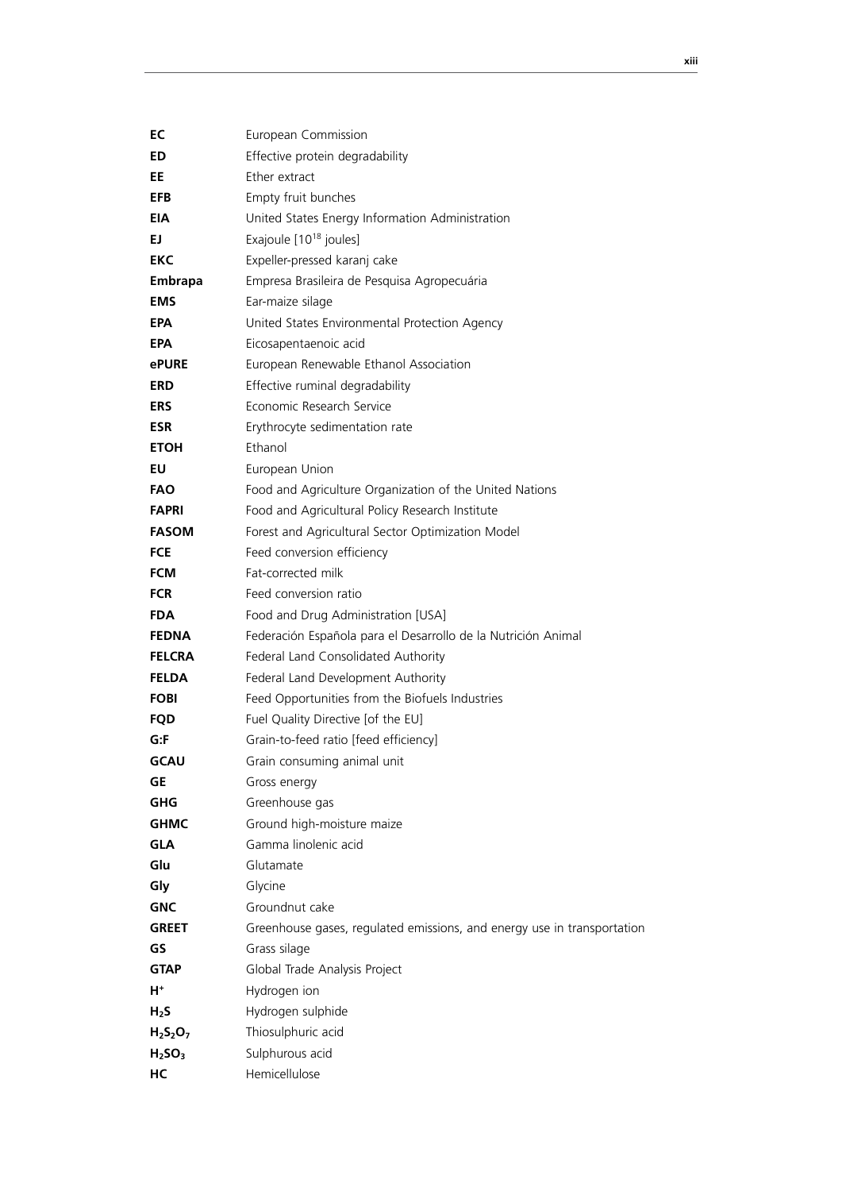| | |
|---|---|
| **EC** | European Commission |
| **ED** | Effective protein degradability |
| **EE** | Ether extract |
| **EFB** | Empty fruit bunches |
| **EIA** | United States Energy Information Administration |
| **EJ** | Exajoule [$10^{18}$ joules] |
| **EKC** | Expeller-pressed karanj cake |
| **Embrapa** | Empresa Brasileira de Pesquisa Agropecuária |
| **EMS** | Ear-maize silage |
| **EPA** | United States Environmental Protection Agency |
| **EPA** | Eicosapentaenoic acid |
| **ePURE** | European Renewable Ethanol Association |
| **ERD** | Effective ruminal degradability |
| **ERS** | Economic Research Service |
| **ESR** | Erythrocyte sedimentation rate |
| **ETOH** | Ethanol |
| **EU** | European Union |
| **FAO** | Food and Agriculture Organization of the United Nations |
| **FAPRI** | Food and Agricultural Policy Research Institute |
| **FASOM** | Forest and Agricultural Sector Optimization Model |
| **FCE** | Feed conversion efficiency |
| **FCM** | Fat-corrected milk |
| **FCR** | Feed conversion ratio |
| **FDA** | Food and Drug Administration [USA] |
| **FEDNA** | Federación Española para el Desarrollo de la Nutrición Animal |
| **FELCRA** | Federal Land Consolidated Authority |
| **FELDA** | Federal Land Development Authority |
| **FOBI** | Feed Opportunities from the Biofuels Industries |
| **FQD** | Fuel Quality Directive [of the EU] |
| **G:F** | Grain-to-feed ratio [feed efficiency] |
| **GCAU** | Grain consuming animal unit |
| **GE** | Gross energy |
| **GHG** | Greenhouse gas |
| **GHMC** | Ground high-moisture maize |
| **GLA** | Gamma linolenic acid |
| **Glu** | Glutamate |
| **Gly** | Glycine |
| **GNC** | Groundnut cake |
| **GREET** | Greenhouse gases, regulated emissions, and energy use in transportation |
| **GS** | Grass silage |
| **GTAP** | Global Trade Analysis Project |
| **$H^+$** | Hydrogen ion |
| **$H_2S$** | Hydrogen sulphide |
| **$H_2S_2O_7$** | Thiosulphuric acid |
| **$H_2SO_3$** | Sulphurous acid |
| **HC** | Hemicellulose |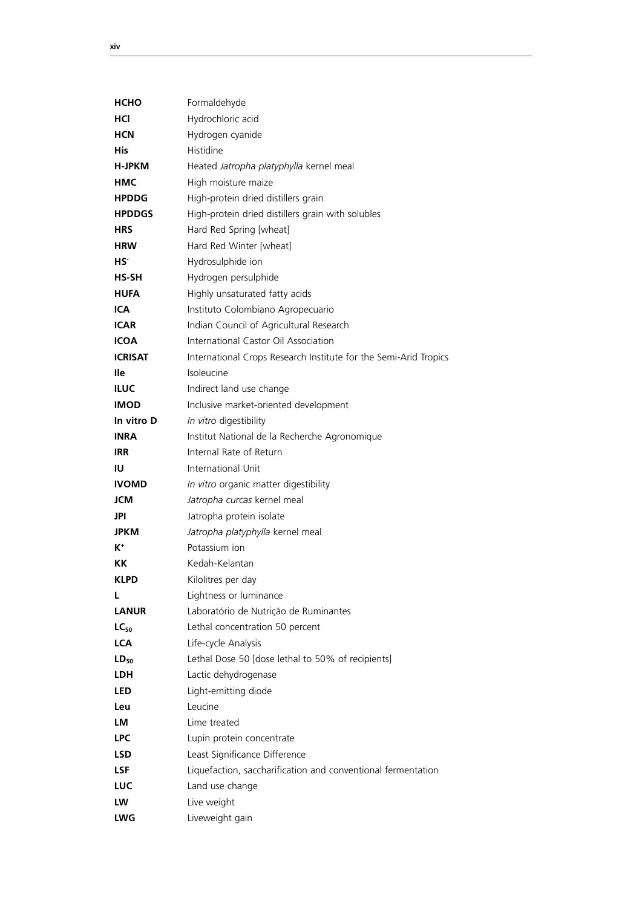| | |
|---|---|
| **HCHO** | Formaldehyde |
| **HCl** | Hydrochloric acid |
| **HCN** | Hydrogen cyanide |
| **His** | Histidine |
| **H-JPKM** | Heated *Jatropha platyphylla* kernel meal |
| **HMC** | High moisture maize |
| **HPDDG** | High-protein dried distillers grain |
| **HPDDGS** | High-protein dried distillers grain with solubles |
| **HRS** | Hard Red Spring [wheat] |
| **HRW** | Hard Red Winter [wheat] |
| **$HS^-$** | Hydrosulphide ion |
| **HS-SH** | Hydrogen persulphide |
| **HUFA** | Highly unsaturated fatty acids |
| **ICA** | Instituto Colombiano Agropecuario |
| **ICAR** | Indian Council of Agricultural Research |
| **ICOA** | International Castor Oil Association |
| **ICRISAT** | International Crops Research Institute for the Semi-Arid Tropics |
| **Ile** | Isoleucine |
| **ILUC** | Indirect land use change |
| **IMOD** | Inclusive market-oriented development |
| **In vitro D** | *In vitro* digestibility |
| **INRA** | Institut National de la Recherche Agronomique |
| **IRR** | Internal Rate of Return |
| **IU** | International Unit |
| **IVOMD** | *In vitro* organic matter digestibility |
| **JCM** | *Jatropha curcas* kernel meal |
| **JPI** | Jatropha protein isolate |
| **JPKM** | *Jatropha platyphylla* kernel meal |
| **$K^+$** | Potassium ion |
| **KK** | Kedah-Kelantan |
| **KLPD** | Kilolitres per day |
| **L** | Lightness or luminance |
| **LANUR** | Laboratório de Nutrição de Ruminantes |
| **$LC_{50}$** | Lethal concentration 50 percent |
| **LCA** | Life-cycle Analysis |
| **$LD_{50}$** | Lethal Dose 50 [dose lethal to 50% of recipients] |
| **LDH** | Lactic dehydrogenase |
| **LED** | Light-emitting diode |
| **Leu** | Leucine |
| **LM** | Lime treated |
| **LPC** | Lupin protein concentrate |
| **LSD** | Least Significance Difference |
| **LSF** | Liquefaction, saccharification and conventional fermentation |
| **LUC** | Land use change |
| **LW** | Live weight |
| **LWG** | Liveweight gain |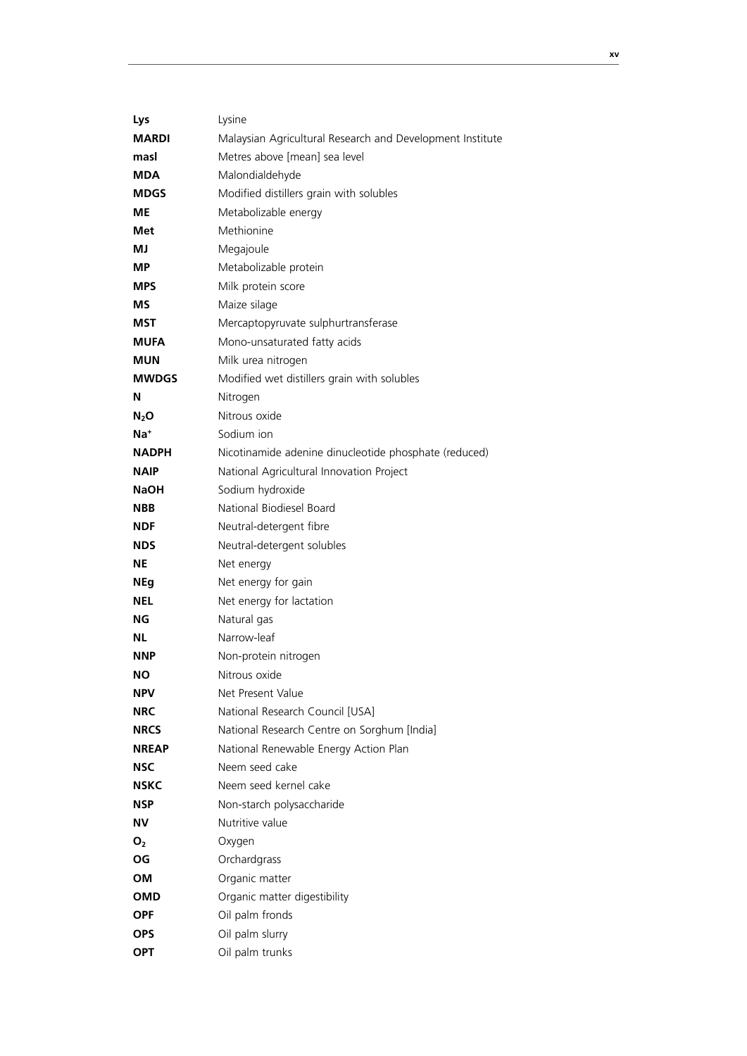| | |
|---|---|
| **Lys** | Lysine |
| **MARDI** | Malaysian Agricultural Research and Development Institute |
| **masl** | Metres above [mean] sea level |
| **MDA** | Malondialdehyde |
| **MDGS** | Modified distillers grain with solubles |
| **ME** | Metabolizable energy |
| **Met** | Methionine |
| **MJ** | Megajoule |
| **MP** | Metabolizable protein |
| **MPS** | Milk protein score |
| **MS** | Maize silage |
| **MST** | Mercaptopyruvate sulphurtransferase |
| **MUFA** | Mono-unsaturated fatty acids |
| **MUN** | Milk urea nitrogen |
| **MWDGS** | Modified wet distillers grain with solubles |
| **N** | Nitrogen |
| **$N_2O$** | Nitrous oxide |
| **$Na^+$** | Sodium ion |
| **NADPH** | Nicotinamide adenine dinucleotide phosphate (reduced) |
| **NAIP** | National Agricultural Innovation Project |
| **NaOH** | Sodium hydroxide |
| **NBB** | National Biodiesel Board |
| **NDF** | Neutral-detergent fibre |
| **NDS** | Neutral-detergent solubles |
| **NE** | Net energy |
| **NEg** | Net energy for gain |
| **NEL** | Net energy for lactation |
| **NG** | Natural gas |
| **NL** | Narrow-leaf |
| **NNP** | Non-protein nitrogen |
| **NO** | Nitrous oxide |
| **NPV** | Net Present Value |
| **NRC** | National Research Council [USA] |
| **NRCS** | National Research Centre on Sorghum [India] |
| **NREAP** | National Renewable Energy Action Plan |
| **NSC** | Neem seed cake |
| **NSKC** | Neem seed kernel cake |
| **NSP** | Non-starch polysaccharide |
| **NV** | Nutritive value |
| **$O_2$** | Oxygen |
| **OG** | Orchardgrass |
| **OM** | Organic matter |
| **OMD** | Organic matter digestibility |
| **OPF** | Oil palm fronds |
| **OPS** | Oil palm slurry |
| **OPT** | Oil palm trunks |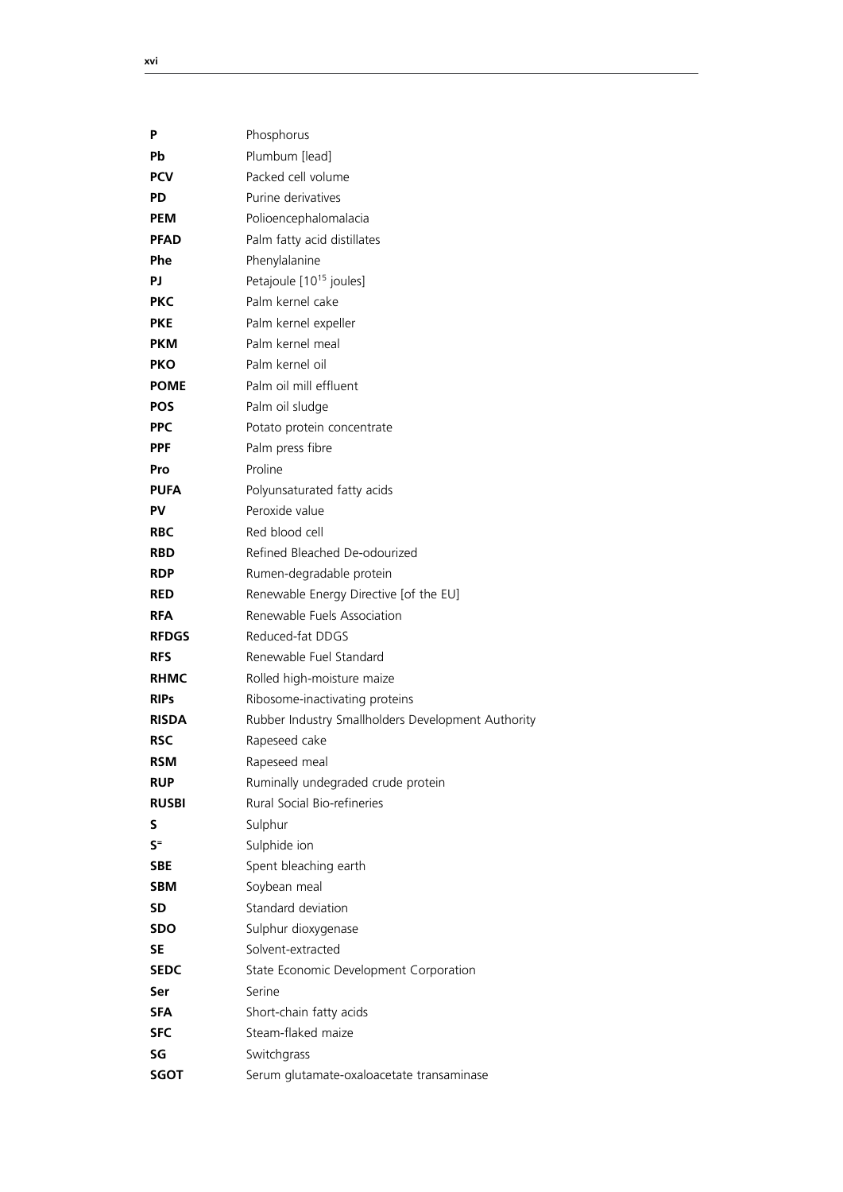| | |
|---|---|
| **P** | Phosphorus |
| **Pb** | Plumbum [lead] |
| **PCV** | Packed cell volume |
| **PD** | Purine derivatives |
| **PEM** | Polioencephalomalacia |
| **PFAD** | Palm fatty acid distillates |
| **Phe** | Phenylalanine |
| **PJ** | Petajoule [$10^{15}$ joules] |
| **PKC** | Palm kernel cake |
| **PKE** | Palm kernel expeller |
| **PKM** | Palm kernel meal |
| **PKO** | Palm kernel oil |
| **POME** | Palm oil mill effluent |
| **POS** | Palm oil sludge |
| **PPC** | Potato protein concentrate |
| **PPF** | Palm press fibre |
| **Pro** | Proline |
| **PUFA** | Polyunsaturated fatty acids |
| **PV** | Peroxide value |
| **RBC** | Red blood cell |
| **RBD** | Refined Bleached De-odourized |
| **RDP** | Rumen-degradable protein |
| **RED** | Renewable Energy Directive [of the EU] |
| **RFA** | Renewable Fuels Association |
| **RFDGS** | Reduced-fat DDGS |
| **RFS** | Renewable Fuel Standard |
| **RHMC** | Rolled high-moisture maize |
| **RIPs** | Ribosome-inactivating proteins |
| **RISDA** | Rubber Industry Smallholders Development Authority |
| **RSC** | Rapeseed cake |
| **RSM** | Rapeseed meal |
| **RUP** | Ruminally undegraded crude protein |
| **RUSBI** | Rural Social Bio-refineries |
| **S** | Sulphur |
| **$S^{=}$** | Sulphide ion |
| **SBE** | Spent bleaching earth |
| **SBM** | Soybean meal |
| **SD** | Standard deviation |
| **SDO** | Sulphur dioxygenase |
| **SE** | Solvent-extracted |
| **SEDC** | State Economic Development Corporation |
| **Ser** | Serine |
| **SFA** | Short-chain fatty acids |
| **SFC** | Steam-flaked maize |
| **SG** | Switchgrass |
| **SGOT** | Serum glutamate-oxaloacetate transaminase |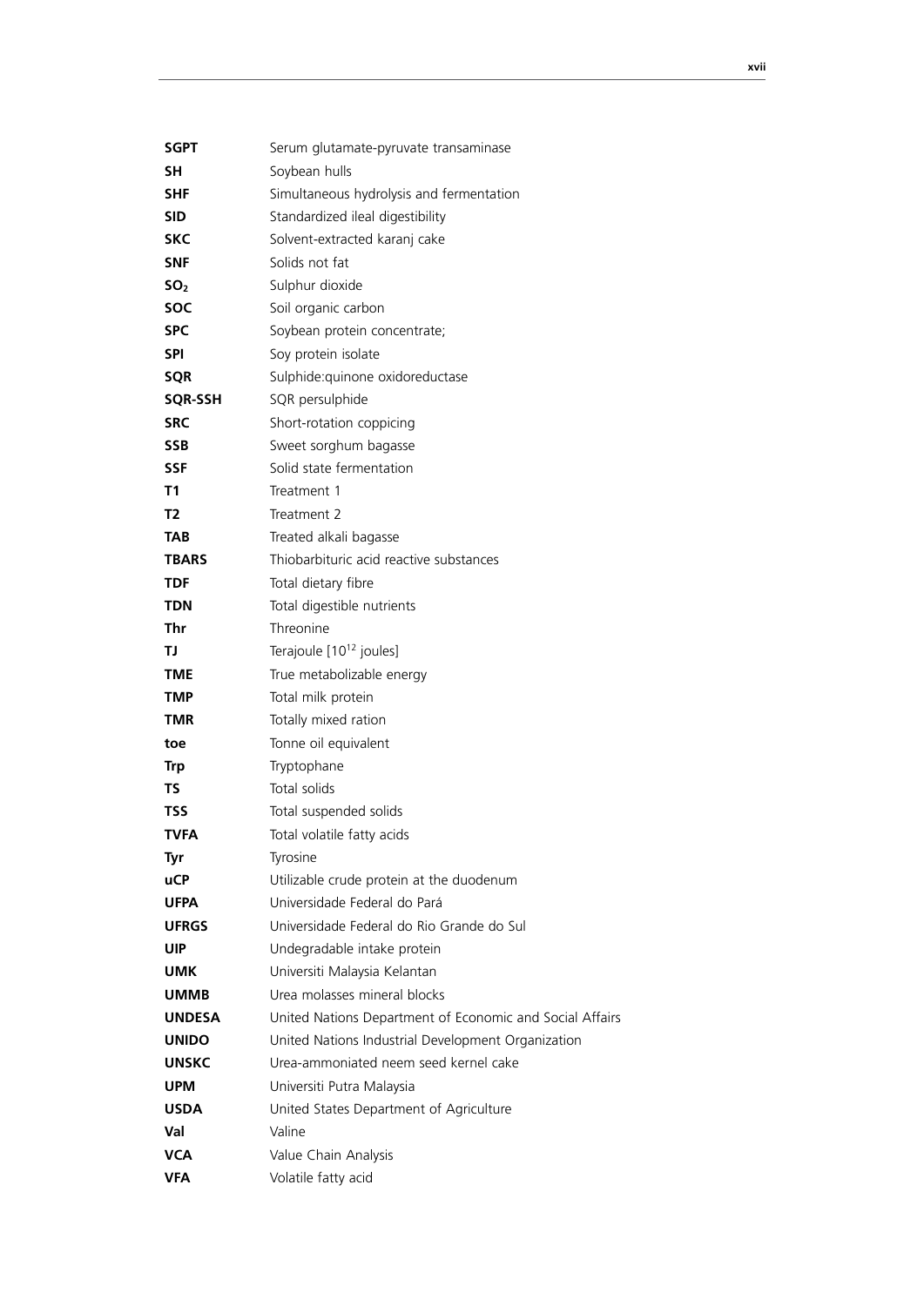| | |
|---|---|
| **SGPT** | Serum glutamate-pyruvate transaminase |
| **SH** | Soybean hulls |
| **SHF** | Simultaneous hydrolysis and fermentation |
| **SID** | Standardized ileal digestibility |
| **SKC** | Solvent-extracted karanj cake |
| **SNF** | Solids not fat |
| **$SO_2$** | Sulphur dioxide |
| **SOC** | Soil organic carbon |
| **SPC** | Soybean protein concentrate; |
| **SPI** | Soy protein isolate |
| **SQR** | Sulphide:quinone oxidoreductase |
| **SQR-SSH** | SQR persulphide |
| **SRC** | Short-rotation coppicing |
| **SSB** | Sweet sorghum bagasse |
| **SSF** | Solid state fermentation |
| **T1** | Treatment 1 |
| **T2** | Treatment 2 |
| **TAB** | Treated alkali bagasse |
| **TBARS** | Thiobarbituric acid reactive substances |
| **TDF** | Total dietary fibre |
| **TDN** | Total digestible nutrients |
| **Thr** | Threonine |
| **TJ** | Terajoule [$10^{12}$ joules] |
| **TME** | True metabolizable energy |
| **TMP** | Total milk protein |
| **TMR** | Totally mixed ration |
| **toe** | Tonne oil equivalent |
| **Trp** | Tryptophane |
| **TS** | Total solids |
| **TSS** | Total suspended solids |
| **TVFA** | Total volatile fatty acids |
| **Tyr** | Tyrosine |
| **uCP** | Utilizable crude protein at the duodenum |
| **UFPA** | Universidade Federal do Pará |
| **UFRGS** | Universidade Federal do Rio Grande do Sul |
| **UIP** | Undegradable intake protein |
| **UMK** | Universiti Malaysia Kelantan |
| **UMMB** | Urea molasses mineral blocks |
| **UNDESA** | United Nations Department of Economic and Social Affairs |
| **UNIDO** | United Nations Industrial Development Organization |
| **UNSKC** | Urea-ammoniated neem seed kernel cake |
| **UPM** | Universiti Putra Malaysia |
| **USDA** | United States Department of Agriculture |
| **Val** | Valine |
| **VCA** | Value Chain Analysis |
| **VFA** | Volatile fatty acid |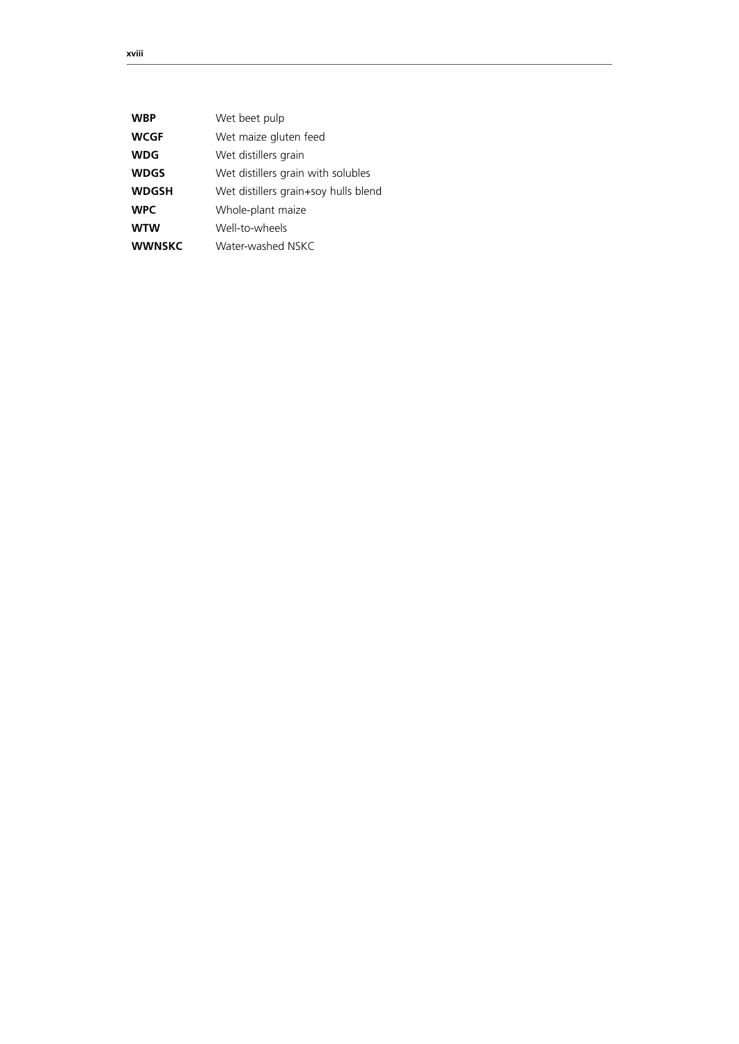| | |
|---|---|
| **WBP** | Wet beet pulp |
| **WCGF** | Wet maize gluten feed |
| **WDG** | Wet distillers grain |
| **WDGS** | Wet distillers grain with solubles |
| **WDGSH** | Wet distillers grain+soy hulls blend |
| **WPC** | Whole-plant maize |
| **WTW** | Well-to-wheels |
| **WWNSKC** | Water-washed NSKC |